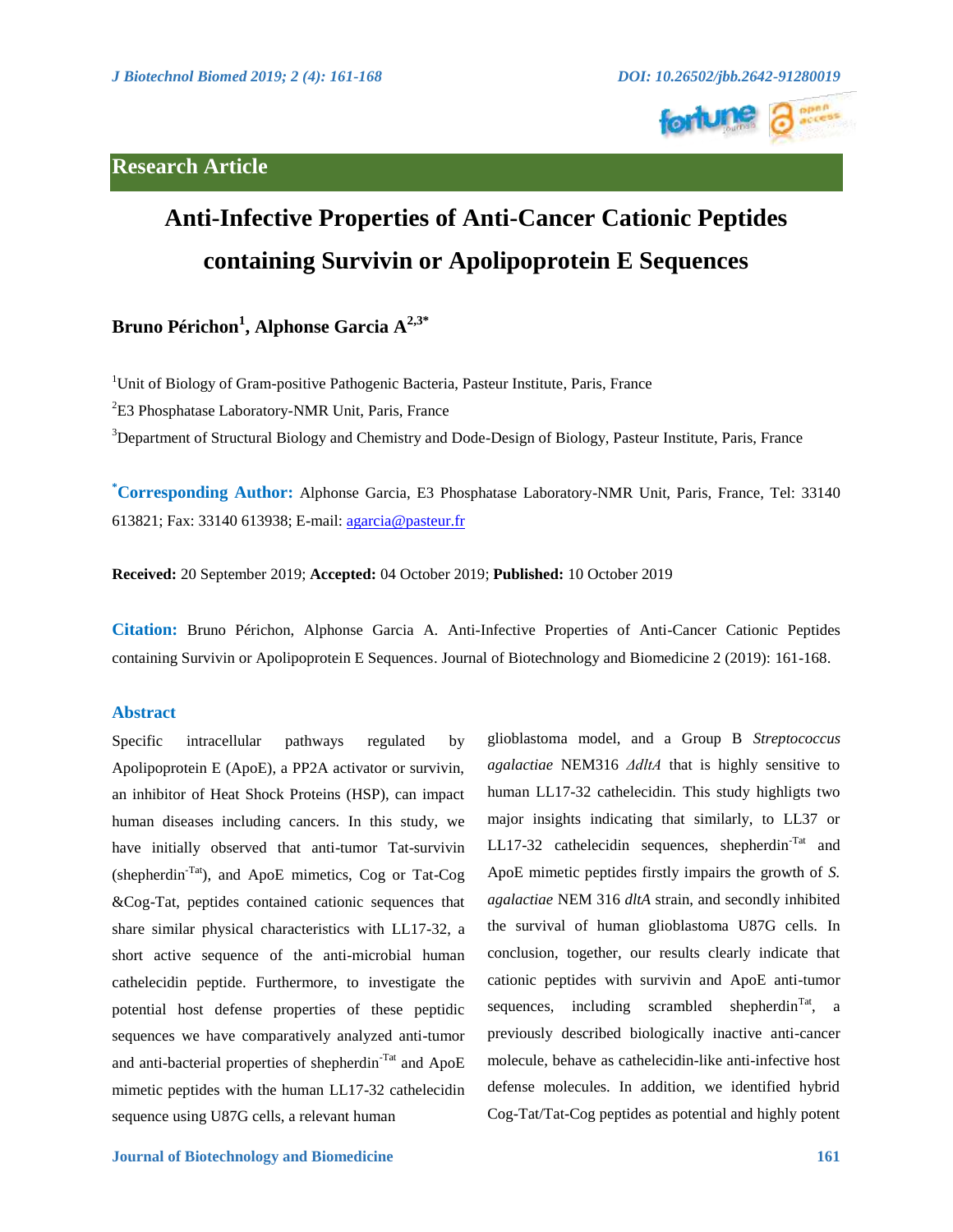Research Article

# Anti-Infective Properties of Anti-Cancer Cationic Peptides containing Survivin or Apolipoprotein E Sequences

**Bruno Périchon[1], Alphonse Garcia A[2,3*]**

[1]Unit of Biology of Gram-positive Pathogenic Bacteria, Pasteur Institute, Paris, France

[2]E3 Phosphatase Laboratory-NMR Unit, Paris, France

[3]Department of Structural Biology and Chemistry and Dode-Design of Biology, Pasteur Institute, Paris, France

**[*]Corresponding Author:** Alphonse Garcia, E3 Phosphatase Laboratory-NMR Unit, Paris, France, Tel: 33140 613821; Fax: 33140 613938; E-mail: agarcia@pasteur.fr

**Received:** 20 September 2019; **Accepted:** 04 October 2019; **Published:** 10 October 2019

**Citation:** Bruno Périchon, Alphonse Garcia A. Anti-Infective Properties of Anti-Cancer Cationic Peptides containing Survivin or Apolipoprotein E Sequences. Journal of Biotechnology and Biomedicine 2 (2019): 161-168.

## Abstract

Specific intracellular pathways regulated by Apolipoprotein E (ApoE), a PP2A activator or survivin, an inhibitor of Heat Shock Proteins (HSP), can impact human diseases including cancers. In this study, we have initially observed that anti-tumor Tat-survivin (shepherdin$^{-Tat}$), and ApoE mimetics, Cog or Tat-Cog &Cog-Tat, peptides contained cationic sequences that share similar physical characteristics with LL17-32, a short active sequence of the anti-microbial human cathelecidin peptide. Furthermore, to investigate the potential host defense properties of these peptidic sequences we have comparatively analyzed anti-tumor and anti-bacterial properties of shepherdin$^{-Tat}$ and ApoE mimetic peptides with the human LL17-32 cathelecidin sequence using U87G cells, a relevant human glioblastoma model, and a Group B *Streptococcus agalactiae* NEM316 *ΔdltA* that is highly sensitive to human LL17-32 cathelecidin. This study highligts two major insights indicating that similarly, to LL37 or LL17-32 cathelecidin sequences, shepherdin$^{-Tat}$ and ApoE mimetic peptides firstly impairs the growth of *S. agalactiae* NEM 316 *dltA* strain, and secondly inhibited the survival of human glioblastoma U87G cells. In conclusion, together, our results clearly indicate that cationic peptides with survivin and ApoE anti-tumor sequences, including scrambled shepherdin$^{Tat}$, a previously described biologically inactive anti-cancer molecule, behave as cathelecidin-like anti-infective host defense molecules. In addition, we identified hybrid Cog-Tat/Tat-Cog peptides as potential and highly potent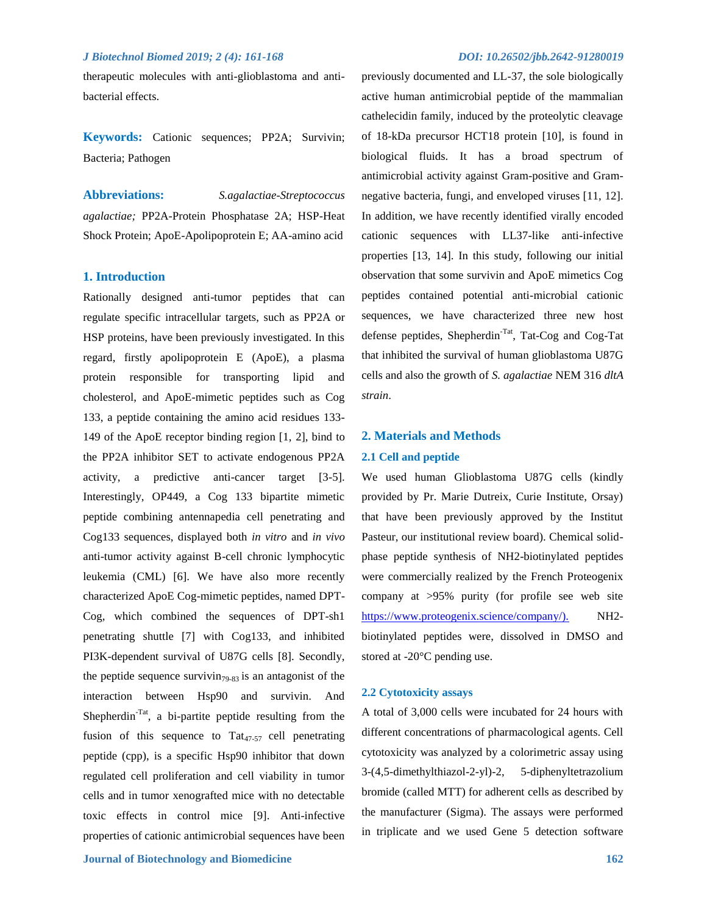therapeutic molecules with anti-glioblastoma and anti-bacterial effects.

**Keywords:** Cationic sequences; PP2A; Survivin; Bacteria; Pathogen

**Abbreviations:** *S.agalactiae-Streptococcus agalactiae;* PP2A-Protein Phosphatase 2A; HSP-Heat Shock Protein; ApoE-Apolipoprotein E; AA-amino acid

## 1. Introduction

Rationally designed anti-tumor peptides that can regulate specific intracellular targets, such as PP2A or HSP proteins, have been previously investigated. In this regard, firstly apolipoprotein E (ApoE), a plasma protein responsible for transporting lipid and cholesterol, and ApoE-mimetic peptides such as Cog 133, a peptide containing the amino acid residues 133-149 of the ApoE receptor binding region [1, 2], bind to the PP2A inhibitor SET to activate endogenous PP2A activity, a predictive anti-cancer target [3-5]. Interestingly, OP449, a Cog 133 bipartite mimetic peptide combining antennapedia cell penetrating and Cog133 sequences, displayed both *in vitro* and *in vivo* anti-tumor activity against B-cell chronic lymphocytic leukemia (CML) [6]. We have also more recently characterized ApoE Cog-mimetic peptides, named DPT-Cog, which combined the sequences of DPT-sh1 penetrating shuttle [7] with Cog133, and inhibited PI3K-dependent survival of U87G cells [8]. Secondly, the peptide sequence survivin$_{79\text{-}83}$ is an antagonist of the interaction between Hsp90 and survivin. And Shepherdin$^{\text{-Tat}}$, a bi-partite peptide resulting from the fusion of this sequence to Tat$_{47\text{-}57}$ cell penetrating peptide (cpp), is a specific Hsp90 inhibitor that down regulated cell proliferation and cell viability in tumor cells and in tumor xenografted mice with no detectable toxic effects in control mice [9]. Anti-infective properties of cationic antimicrobial sequences have been previously documented and LL-37, the sole biologically active human antimicrobial peptide of the mammalian cathelecidin family, induced by the proteolytic cleavage of 18-kDa precursor HCT18 protein [10], is found in biological fluids. It has a broad spectrum of antimicrobial activity against Gram-positive and Gram-negative bacteria, fungi, and enveloped viruses [11, 12]. In addition, we have recently identified virally encoded cationic sequences with LL37-like anti-infective properties [13, 14]. In this study, following our initial observation that some survivin and ApoE mimetics Cog peptides contained potential anti-microbial cationic sequences, we have characterized three new host defense peptides, Shepherdin$^{\text{-Tat}}$, Tat-Cog and Cog-Tat that inhibited the survival of human glioblastoma U87G cells and also the growth of *S. agalactiae* NEM 316 *dltA strain*.

## 2. Materials and Methods

### 2.1 Cell and peptide

We used human Glioblastoma U87G cells (kindly provided by Pr. Marie Dutreix, Curie Institute, Orsay) that have been previously approved by the Institut Pasteur, our institutional review board). Chemical solid-phase peptide synthesis of NH2-biotinylated peptides were commercially realized by the French Proteogenix company at >95% purity (for profile see web site https://www.proteogenix.science/company/). NH2-biotinylated peptides were, dissolved in DMSO and stored at -20°C pending use.

### 2.2 Cytotoxicity assays

A total of 3,000 cells were incubated for 24 hours with different concentrations of pharmacological agents. Cell cytotoxicity was analyzed by a colorimetric assay using 3-(4,5-dimethylthiazol-2-yl)-2, 5-diphenyltetrazolium bromide (called MTT) for adherent cells as described by the manufacturer (Sigma). The assays were performed in triplicate and we used Gene 5 detection software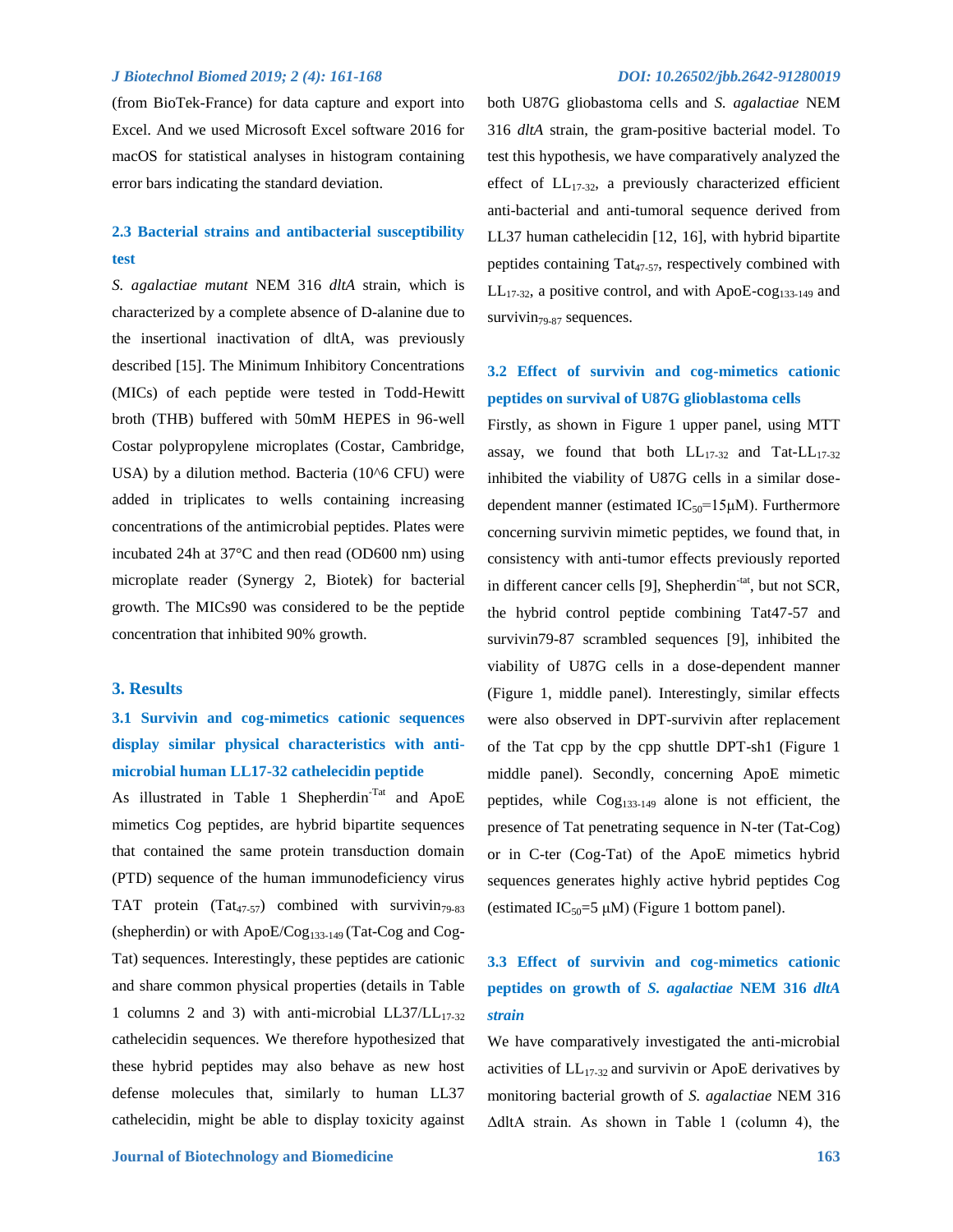(from BioTek-France) for data capture and export into Excel. And we used Microsoft Excel software 2016 for macOS for statistical analyses in histogram containing error bars indicating the standard deviation.

### 2.3 Bacterial strains and antibacterial susceptibility test

*S. agalactiae mutant* NEM 316 *dltA* strain, which is characterized by a complete absence of D-alanine due to the insertional inactivation of dltA, was previously described [15]. The Minimum Inhibitory Concentrations (MICs) of each peptide were tested in Todd-Hewitt broth (THB) buffered with 50mM HEPES in 96-well Costar polypropylene microplates (Costar, Cambridge, USA) by a dilution method. Bacteria (10^6 CFU) were added in triplicates to wells containing increasing concentrations of the antimicrobial peptides. Plates were incubated 24h at 37°C and then read (OD600 nm) using microplate reader (Synergy 2, Biotek) for bacterial growth. The MICs90 was considered to be the peptide concentration that inhibited 90% growth.

## 3. Results

### 3.1 Survivin and cog-mimetics cationic sequences display similar physical characteristics with anti-microbial human LL17-32 cathelecidin peptide

As illustrated in Table 1 Shepherdin$^{-Tat}$ and ApoE mimetics Cog peptides, are hybrid bipartite sequences that contained the same protein transduction domain (PTD) sequence of the human immunodeficiency virus TAT protein (Tat$_{47-57}$) combined with survivin$_{79-83}$ (shepherdin) or with ApoE/Cog$_{133-149}$ (Tat-Cog and Cog-Tat) sequences. Interestingly, these peptides are cationic and share common physical properties (details in Table 1 columns 2 and 3) with anti-microbial LL37/LL$_{17-32}$ cathelecidin sequences. We therefore hypothesized that these hybrid peptides may also behave as new host defense molecules that, similarly to human LL37 cathelecidin, might be able to display toxicity against both U87G gliobastoma cells and *S. agalactiae* NEM 316 *dltA* strain, the gram-positive bacterial model. To test this hypothesis, we have comparatively analyzed the effect of LL$_{17-32}$, a previously characterized efficient anti-bacterial and anti-tumoral sequence derived from LL37 human cathelecidin [12, 16], with hybrid bipartite peptides containing Tat$_{47-57}$, respectively combined with LL$_{17-32}$, a positive control, and with ApoE-cog$_{133-149}$ and survivin$_{79-87}$ sequences.

### 3.2 Effect of survivin and cog-mimetics cationic peptides on survival of U87G glioblastoma cells

Firstly, as shown in Figure 1 upper panel, using MTT assay, we found that both LL$_{17-32}$ and Tat-LL$_{17-32}$ inhibited the viability of U87G cells in a similar dose-dependent manner (estimated IC$_{50}$=15μM). Furthermore concerning survivin mimetic peptides, we found that, in consistency with anti-tumor effects previously reported in different cancer cells [9], Shepherdin$^{-tat}$, but not SCR, the hybrid control peptide combining Tat47-57 and survivin79-87 scrambled sequences [9], inhibited the viability of U87G cells in a dose-dependent manner (Figure 1, middle panel). Interestingly, similar effects were also observed in DPT-survivin after replacement of the Tat cpp by the cpp shuttle DPT-sh1 (Figure 1 middle panel). Secondly, concerning ApoE mimetic peptides, while Cog$_{133-149}$ alone is not efficient, the presence of Tat penetrating sequence in N-ter (Tat-Cog) or in C-ter (Cog-Tat) of the ApoE mimetics hybrid sequences generates highly active hybrid peptides Cog (estimated IC$_{50}$=5 μM) (Figure 1 bottom panel).

### 3.3 Effect of survivin and cog-mimetics cationic peptides on growth of *S. agalactiae* NEM 316 *dltA* strain

We have comparatively investigated the anti-microbial activities of LL$_{17-32}$ and survivin or ApoE derivatives by monitoring bacterial growth of *S. agalactiae* NEM 316 ΔdltA strain. As shown in Table 1 (column 4), the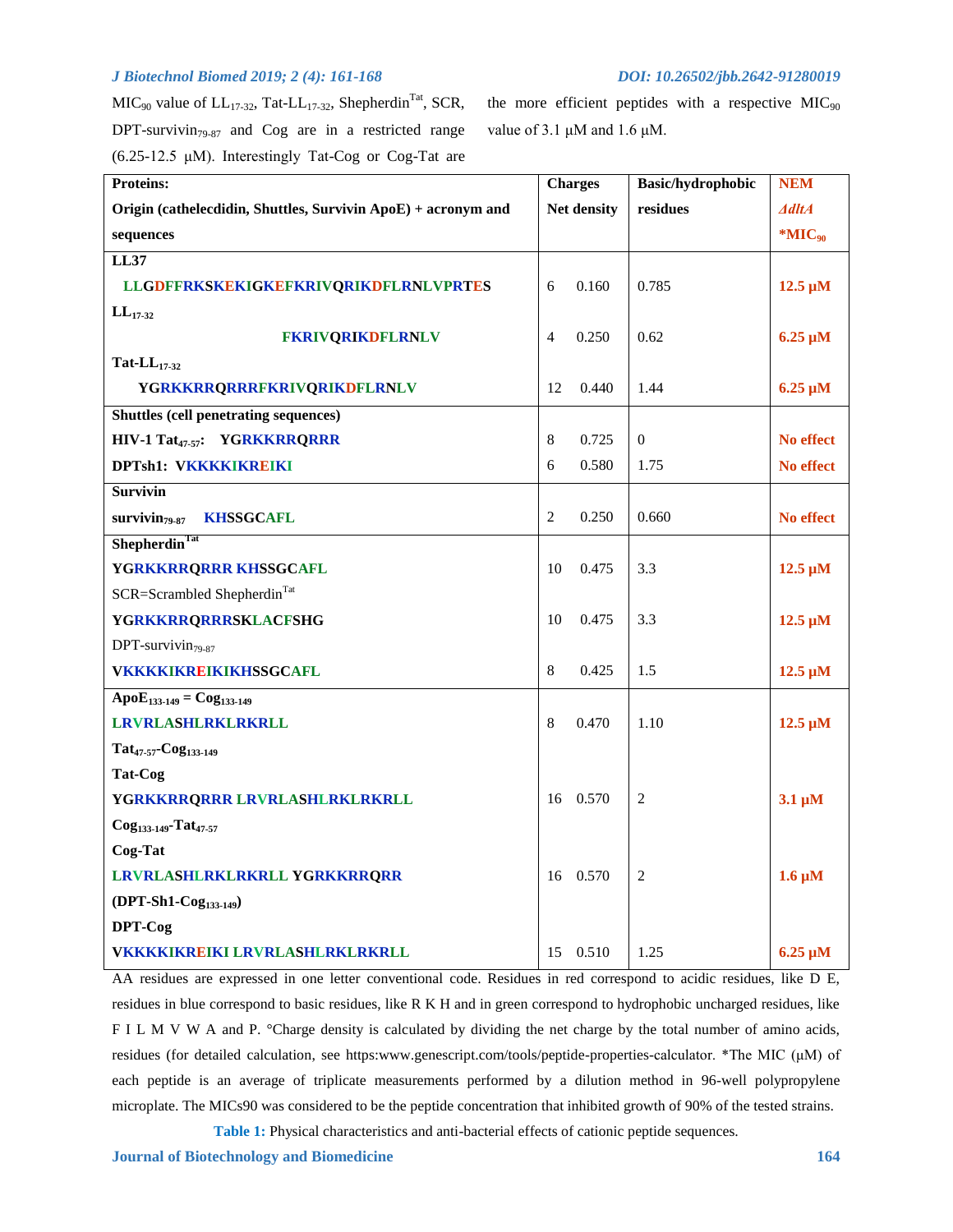$MIC_{90}$ value of $LL_{17\text{-}32}$, Tat-$LL_{17\text{-}32}$, Shepherdin$^{Tat}$, SCR, DPT-survivin$_{79\text{-}87}$ and Cog are in a restricted range (6.25-12.5 µM). Interestingly Tat-Cog or Cog-Tat are the more efficient peptides with a respective $MIC_{90}$ value of 3.1 µM and 1.6 µM.

| Proteins: Origin (cathelecdidin, Shuttles, Survivin ApoE) + acronym and sequences | Charges | Net density | Basic/hydrophobic residues | NEM *ΔdltA* *$MIC_{90}$ |
|---|---|---|---|---|
| **LL37** | | | | |
| **LLGDFFRKSKEKIGKEFKRIVQRIKDFLRNLVPRTES** | 6 | 0.160 | 0.785 | **12.5 µM** |
| **$LL_{17\text{-}32}$** | | | | |
| **FKRIVQRIKDFLRNLV** | 4 | 0.250 | 0.62 | **6.25 µM** |
| **Tat-$LL_{17\text{-}32}$** | | | | |
| **YGRKKRRQRRRFKRIVQRIKDFLRNLV** | 12 | 0.440 | 1.44 | **6.25 µM** |
| **Shuttles (cell penetrating sequences)** | | | | |
| **HIV-1 Tat$_{47\text{-}57}$: YGRKKRRQRRR** | 8 | 0.725 | 0 | **No effect** |
| **DPTsh1: VKKKKIKREIKI** | 6 | 0.580 | 1.75 | **No effect** |
| **Survivin** | | | | |
| **survivin$_{79\text{-}87}$ KHSSGCAFL** | 2 | 0.250 | 0.660 | **No effect** |
| **Shepherdin$^{Tat}$** | | | | |
| **YGRKKRRQRRR KHSSGCAFL** | 10 | 0.475 | 3.3 | **12.5 µM** |
| SCR=Scrambled Shepherdin$^{Tat}$ | | | | |
| **YGRKKRRQRRRSKLACFSHG** | 10 | 0.475 | 3.3 | **12.5 µM** |
| DPT-survivin$_{79\text{-}87}$ | | | | |
| **VKKKKIKREIKIKHSSGCAFL** | 8 | 0.425 | 1.5 | **12.5 µM** |
| **ApoE$_{133\text{-}149}$ = Cog$_{133\text{-}149}$** | | | | |
| **LRVRLASHLRKLRKRLL** | 8 | 0.470 | 1.10 | **12.5 µM** |
| **Tat$_{47\text{-}57}$-Cog$_{133\text{-}149}$** | | | | |
| **Tat-Cog** | | | | |
| **YGRKKRRQRRR LRVRLASHLRKLRKRLL** | 16 | 0.570 | 2 | **3.1 µM** |
| **Cog$_{133\text{-}149}$-Tat$_{47\text{-}57}$** | | | | |
| **Cog-Tat** | | | | |
| **LRVRLASHLRKLRKRLL YGRKKRRQRR** | 16 | 0.570 | 2 | **1.6 µM** |
| **(DPT-Sh1-Cog$_{133\text{-}149}$)** | | | | |
| **DPT-Cog** | | | | |
| **VKKKKIKREIKI LRVRLASHLRKLRKRLL** | 15 | 0.510 | 1.25 | **6.25 µM** |

AA residues are expressed in one letter conventional code. Residues in red correspond to acidic residues, like D E, residues in blue correspond to basic residues, like R K H and in green correspond to hydrophobic uncharged residues, like F I L M V W A and P. °Charge density is calculated by dividing the net charge by the total number of amino acids, residues (for detailed calculation, see https:www.genescript.com/tools/peptide-properties-calculator. *The MIC (µM) of each peptide is an average of triplicate measurements performed by a dilution method in 96-well polypropylene microplate. The MICs90 was considered to be the peptide concentration that inhibited growth of 90% of the tested strains.

**Table 1:** Physical characteristics and anti-bacterial effects of cationic peptide sequences.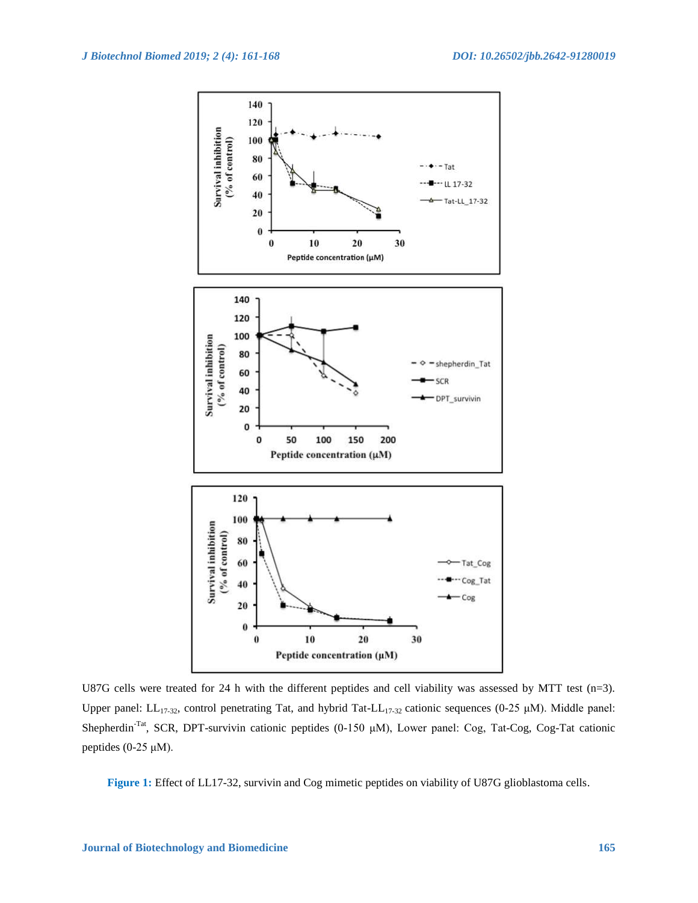U87G cells were treated for 24 h with the different peptides and cell viability was assessed by MTT test (n=3). Upper panel: $LL_{17-32}$, control penetrating Tat, and hybrid Tat-$LL_{17-32}$ cationic sequences (0-25 μM). Middle panel: Shepherdin$^{-Tat}$, SCR, DPT-survivin cationic peptides (0-150 μM), Lower panel: Cog, Tat-Cog, Cog-Tat cationic peptides (0-25 μM).

**Figure 1:** Effect of LL17-32, survivin and Cog mimetic peptides on viability of U87G glioblastoma cells.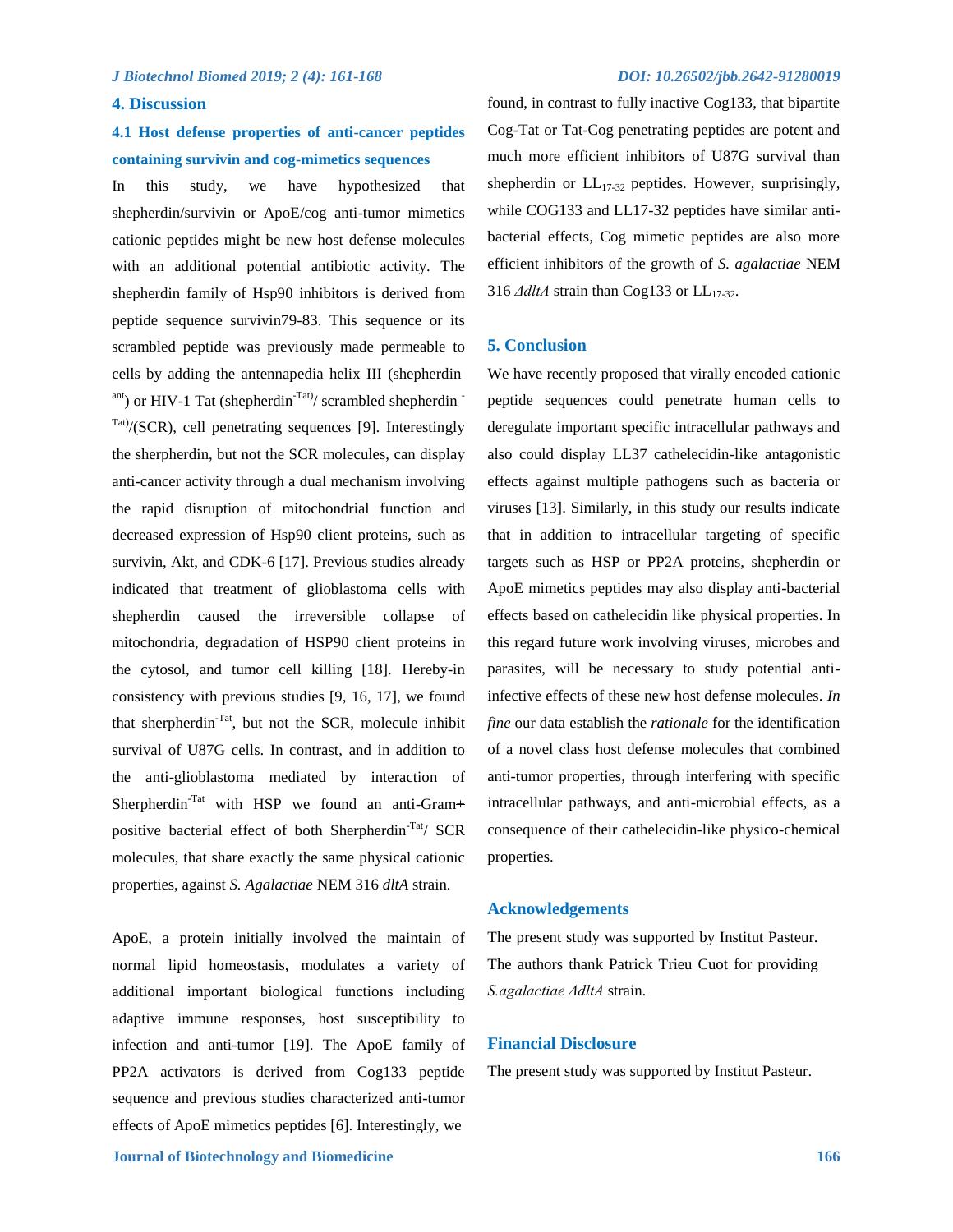## 4. Discussion

### 4.1 Host defense properties of anti-cancer peptides containing survivin and cog-mimetics sequences

In this study, we have hypothesized that shepherdin/survivin or ApoE/cog anti-tumor mimetics cationic peptides might be new host defense molecules with an additional potential antibiotic activity. The shepherdin family of Hsp90 inhibitors is derived from peptide sequence survivin79-83. This sequence or its scrambled peptide was previously made permeable to cells by adding the antennapedia helix III (shepherdin $^{ant}$) or HIV-1 Tat (shepherdin$^{-Tat)}$/ scrambled shepherdin $^{-Tat)}$/(SCR), cell penetrating sequences [9]. Interestingly the sherpherdin, but not the SCR molecules, can display anti-cancer activity through a dual mechanism involving the rapid disruption of mitochondrial function and decreased expression of Hsp90 client proteins, such as survivin, Akt, and CDK-6 [17]. Previous studies already indicated that treatment of glioblastoma cells with shepherdin caused the irreversible collapse of mitochondria, degradation of HSP90 client proteins in the cytosol, and tumor cell killing [18]. Hereby-in consistency with previous studies [9, 16, 17], we found that sherpherdin$^{-Tat}$, but not the SCR, molecule inhibit survival of U87G cells. In contrast, and in addition to the anti-glioblastoma mediated by interaction of Sherpherdin$^{-Tat}$ with HSP we found an anti-Gram+ positive bacterial effect of both Sherpherdin$^{-Tat}$/ SCR molecules, that share exactly the same physical cationic properties, against *S. Agalactiae* NEM 316 *dltA* strain.

ApoE, a protein initially involved the maintain of normal lipid homeostasis, modulates a variety of additional important biological functions including adaptive immune responses, host susceptibility to infection and anti-tumor [19]. The ApoE family of PP2A activators is derived from Cog133 peptide sequence and previous studies characterized anti-tumor effects of ApoE mimetics peptides [6]. Interestingly, we found, in contrast to fully inactive Cog133, that bipartite Cog-Tat or Tat-Cog penetrating peptides are potent and much more efficient inhibitors of U87G survival than shepherdin or $LL_{17-32}$ peptides. However, surprisingly, while COG133 and LL17-32 peptides have similar anti-bacterial effects, Cog mimetic peptides are also more efficient inhibitors of the growth of *S. agalactiae* NEM 316 *ΔdltA* strain than Cog133 or $LL_{17-32}$.

## 5. Conclusion

We have recently proposed that virally encoded cationic peptide sequences could penetrate human cells to deregulate important specific intracellular pathways and also could display LL37 cathelecidin-like antagonistic effects against multiple pathogens such as bacteria or viruses [13]. Similarly, in this study our results indicate that in addition to intracellular targeting of specific targets such as HSP or PP2A proteins, shepherdin or ApoE mimetics peptides may also display anti-bacterial effects based on cathelecidin like physical properties. In this regard future work involving viruses, microbes and parasites, will be necessary to study potential anti-infective effects of these new host defense molecules. *In fine* our data establish the *rationale* for the identification of a novel class host defense molecules that combined anti-tumor properties, through interfering with specific intracellular pathways, and anti-microbial effects, as a consequence of their cathelecidin-like physico-chemical properties.

## Acknowledgements

The present study was supported by Institut Pasteur. The authors thank Patrick Trieu Cuot for providing *S.agalactiae ΔdltA* strain.

## Financial Disclosure

The present study was supported by Institut Pasteur.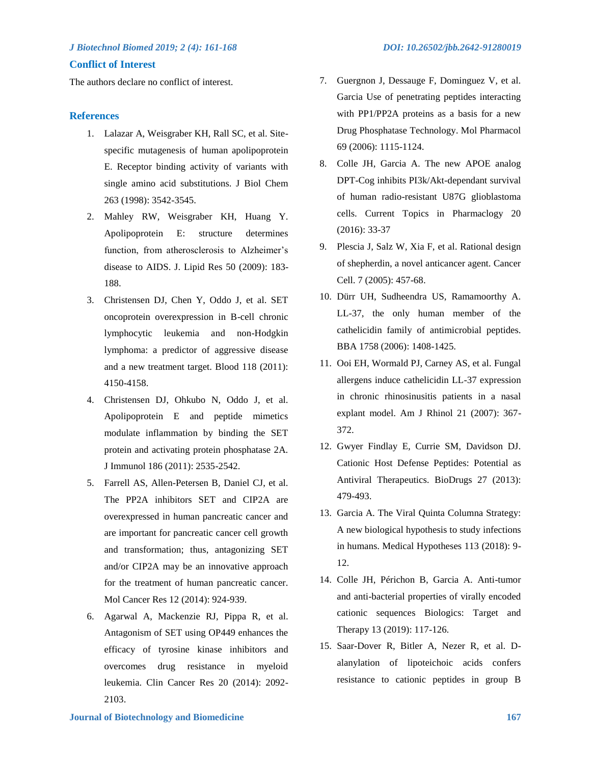## Conflict of Interest

The authors declare no conflict of interest.

## References

1. Lalazar A, Weisgraber KH, Rall SC, et al. Site-specific mutagenesis of human apolipoprotein E. Receptor binding activity of variants with single amino acid substitutions. J Biol Chem 263 (1998): 3542-3545.
2. Mahley RW, Weisgraber KH, Huang Y. Apolipoprotein E: structure determines function, from atherosclerosis to Alzheimer's disease to AIDS. J. Lipid Res 50 (2009): 183-188.
3. Christensen DJ, Chen Y, Oddo J, et al. SET oncoprotein overexpression in B-cell chronic lymphocytic leukemia and non-Hodgkin lymphoma: a predictor of aggressive disease and a new treatment target. Blood 118 (2011): 4150-4158.
4. Christensen DJ, Ohkubo N, Oddo J, et al. Apolipoprotein E and peptide mimetics modulate inflammation by binding the SET protein and activating protein phosphatase 2A. J Immunol 186 (2011): 2535-2542.
5. Farrell AS, Allen-Petersen B, Daniel CJ, et al. The PP2A inhibitors SET and CIP2A are overexpressed in human pancreatic cancer and are important for pancreatic cancer cell growth and transformation; thus, antagonizing SET and/or CIP2A may be an innovative approach for the treatment of human pancreatic cancer. Mol Cancer Res 12 (2014): 924-939.
6. Agarwal A, Mackenzie RJ, Pippa R, et al. Antagonism of SET using OP449 enhances the efficacy of tyrosine kinase inhibitors and overcomes drug resistance in myeloid leukemia. Clin Cancer Res 20 (2014): 2092-2103.
7. Guergnon J, Dessauge F, Dominguez V, et al. Garcia Use of penetrating peptides interacting with PP1/PP2A proteins as a basis for a new Drug Phosphatase Technology. Mol Pharmacol 69 (2006): 1115-1124.
8. Colle JH, Garcia A. The new APOE analog DPT-Cog inhibits PI3k/Akt-dependant survival of human radio-resistant U87G glioblastoma cells. Current Topics in Pharmaclogy 20 (2016): 33-37
9. Plescia J, Salz W, Xia F, et al. Rational design of shepherdin, a novel anticancer agent. Cancer Cell. 7 (2005): 457-68.
10. Dürr UH, Sudheendra US, Ramamoorthy A. LL-37, the only human member of the cathelicidin family of antimicrobial peptides. BBA 1758 (2006): 1408-1425.
11. Ooi EH, Wormald PJ, Carney AS, et al. Fungal allergens induce cathelicidin LL-37 expression in chronic rhinosinusitis patients in a nasal explant model. Am J Rhinol 21 (2007): 367-372.
12. Gwyer Findlay E, Currie SM, Davidson DJ. Cationic Host Defense Peptides: Potential as Antiviral Therapeutics. BioDrugs 27 (2013): 479-493.
13. Garcia A. The Viral Quinta Columna Strategy: A new biological hypothesis to study infections in humans. Medical Hypotheses 113 (2018): 9-12.
14. Colle JH, Périchon B, Garcia A. Anti-tumor and anti-bacterial properties of virally encoded cationic sequences Biologics: Target and Therapy 13 (2019): 117-126.
15. Saar-Dover R, Bitler A, Nezer R, et al. D-alanylation of lipoteichoic acids confers resistance to cationic peptides in group B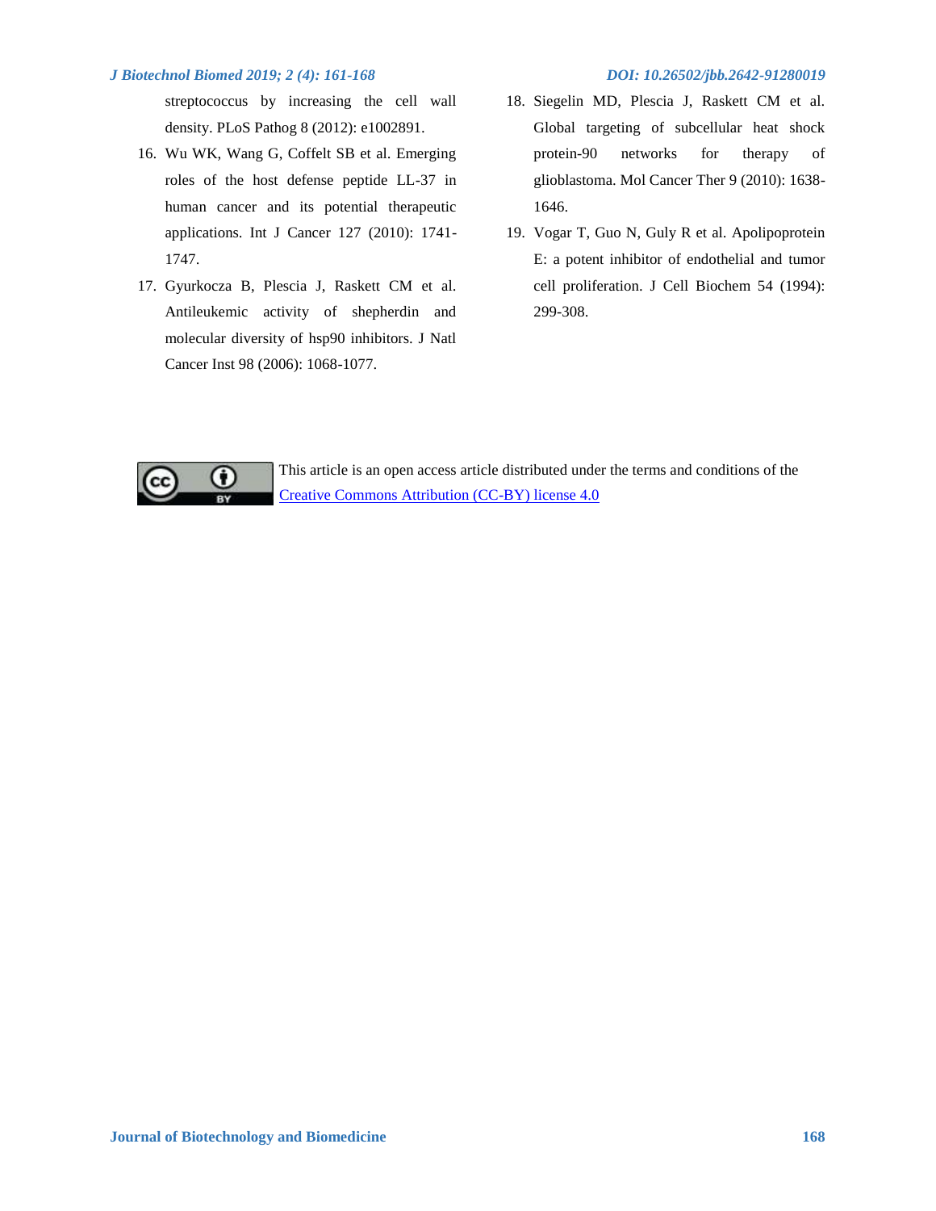streptococcus by increasing the cell wall density. PLoS Pathog 8 (2012): e1002891.

16. Wu WK, Wang G, Coffelt SB et al. Emerging roles of the host defense peptide LL-37 in human cancer and its potential therapeutic applications. Int J Cancer 127 (2010): 1741-1747.
17. Gyurkocza B, Plescia J, Raskett CM et al. Antileukemic activity of shepherdin and molecular diversity of hsp90 inhibitors. J Natl Cancer Inst 98 (2006): 1068-1077.
18. Siegelin MD, Plescia J, Raskett CM et al. Global targeting of subcellular heat shock protein-90 networks for therapy of glioblastoma. Mol Cancer Ther 9 (2010): 1638-1646.
19. Vogar T, Guo N, Guly R et al. Apolipoprotein E: a potent inhibitor of endothelial and tumor cell proliferation. J Cell Biochem 54 (1994): 299-308.

This article is an open access article distributed under the terms and conditions of the [Creative Commons Attribution (CC-BY) license 4.0]